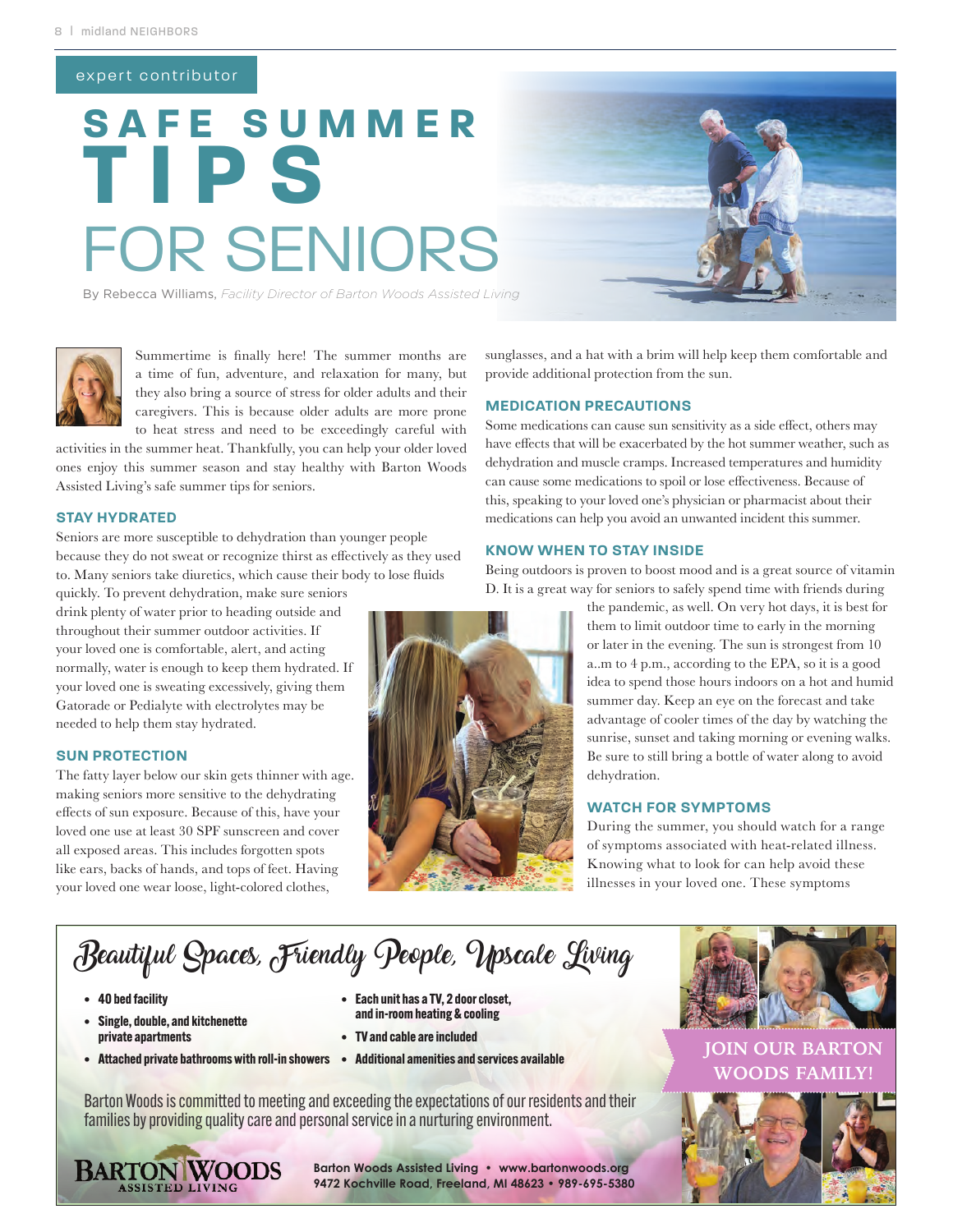expert contributor

# SAFE SUMMER TIPS FOR SENIORS

By Rebecca Williams, *Facility Director of Barton Woods Assisted Living*

Summertime is finally here! The summer months are a time of fun, adventure, and relaxation for many, but they also bring a source of stress for older adults and their caregivers. This is because older adults are more prone to heat stress and need to be exceedingly careful with activities in the summer heat. Thankfully, you can help your older loved ones enjoy this summer season and stay healthy with Barton Woods Assisted Living's safe summer tips for seniors.

## STAY HYDRATED

Seniors are more susceptible to dehydration than younger people because they do not sweat or recognize thirst as effectively as they used to. Many seniors take diuretics, which cause their body to lose fluids quickly. To prevent dehydration, make sure seniors drink plenty of water prior to heading outside and throughout their summer outdoor activities. If your loved one is comfortable, alert, and acting normally, water is enough to keep them hydrated. If your loved one is sweating excessively, giving them Gatorade or Pedialyte with electrolytes may be needed to help them stay hydrated.

## SUN PROTECTION

The fatty layer below our skin gets thinner with age. making seniors more sensitive to the dehydrating effects of sun exposure. Because of this, have your loved one use at least 30 SPF sunscreen and cover all exposed areas. This includes forgotten spots like ears, backs of hands, and tops of feet. Having your loved one wear loose, light-colored clothes, sunglasses, and a hat with a brim will help keep them comfortable and provide additional protection from the sun.

## MEDICATION PRECAUTIONS

Some medications can cause sun sensitivity as a side effect, others may have effects that will be exacerbated by the hot summer weather, such as dehydration and muscle cramps. Increased temperatures and humidity can cause some medications to spoil or lose effectiveness. Because of this, speaking to your loved one's physician or pharmacist about their medications can help you avoid an unwanted incident this summer.

## KNOW WHEN TO STAY INSIDE

Being outdoors is proven to boost mood and is a great source of vitamin D. It is a great way for seniors to safely spend time with friends during the pandemic, as well. On very hot days, it is best for them to limit outdoor time to early in the morning or later in the evening. The sun is strongest from 10 a..m to 4 p.m., according to the EPA, so it is a good idea to spend those hours indoors on a hot and humid summer day. Keep an eye on the forecast and take advantage of cooler times of the day by watching the sunrise, sunset and taking morning or evening walks. Be sure to still bring a bottle of water along to avoid dehydration.

## WATCH FOR SYMPTOMS

During the summer, you should watch for a range of symptoms associated with heat-related illness. Knowing what to look for can help avoid these illnesses in your loved one. These symptoms

---

*Beautiful Spaces, Friendly People, Upscale Living*

- 40 bed facility
- Single, double, and kitchenette private apartments
- Attached private bathrooms with roll-in showers
- Each unit has a TV, 2 door closet, and in-room heating & cooling
- TV and cable are included
- Additional amenities and services available

Barton Woods is committed to meeting and exceeding the expectations of our residents and their families by providing quality care and personal service in a nurturing environment.

BARTON WOODS ASSISTED LIVING

Barton Woods Assisted Living • www.bartonwoods.org
9472 Kochville Road, Freeland, MI 48623 • 989-695-5380

JOIN OUR BARTON WOODS FAMILY!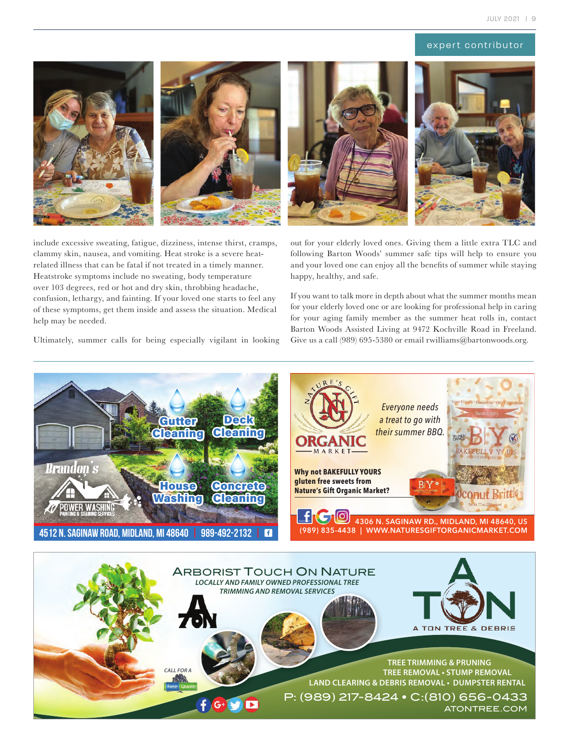expert contributor

include excessive sweating, fatigue, dizziness, intense thirst, cramps, clammy skin, nausea, and vomiting. Heat stroke is a severe heat-related illness that can be fatal if not treated in a timely manner. Heatstroke symptoms include no sweating, body temperature over 103 degrees, red or hot and dry skin, throbbing headache, confusion, lethargy, and fainting. If your loved one starts to feel any of these symptoms, get them inside and assess the situation. Medical help may be needed.

Ultimately, summer calls for being especially vigilant in looking out for your elderly loved ones. Giving them a little extra TLC and following Barton Woods' summer safe tips will help to ensure you and your loved one can enjoy all the benefits of summer while staying happy, healthy, and safe.

If you want to talk more in depth about what the summer months mean for your elderly loved one or are looking for professional help in caring for your aging family member as the summer heat rolls in, contact Barton Woods Assisted Living at 9472 Kochville Road in Freeland. Give us a call (989) 695-5380 or email rwilliams@bartonwoods.org.

---

Brandon's Power Washing — Painting & Staining Services

Gutter Cleaning | Deck Cleaning | House Washing | Concrete Cleaning

4512 N. SAGINAW ROAD, MIDLAND, MI 48640 | 989-492-2132

---

Nature's Gift Organic Market

*Everyone needs a treat to go with their summer BBQ.*

**Why not BAKEFULLY YOURS gluten free sweets from Nature's Gift Organic Market?**

4306 N. SAGINAW RD., MIDLAND, MI 48640, US
(989) 835-4438 | WWW.NATURESGIFTORGANICMARKET.COM

---

ARBORIST TOUCH ON NATURE

*LOCALLY AND FAMILY OWNED PROFESSIONAL TREE TRIMMING AND REMOVAL SERVICES*

A TON TREE & DEBRIS

CALL FOR A Free Quote

TREE TRIMMING & PRUNING
TREE REMOVAL • STUMP REMOVAL
LAND CLEARING & DEBRIS REMOVAL • DUMPSTER RENTAL

P: (989) 217-8424 • C:(810) 656-0433
ATONTREE.COM